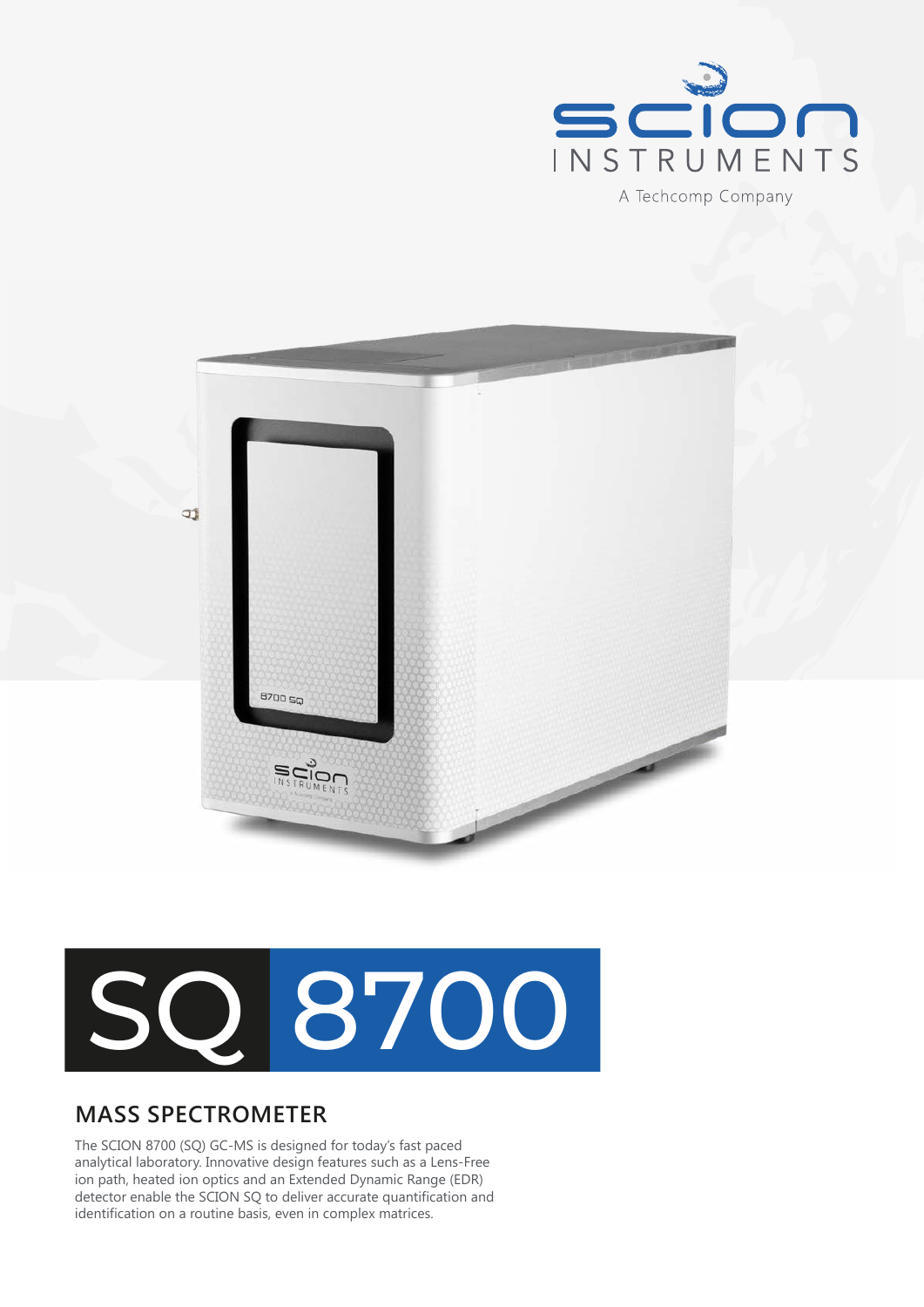SCION INSTRUMENTS

A Techcomp Company

# SQ 8700

## MASS SPECTROMETER

The SCION 8700 (SQ) GC-MS is designed for today's fast paced analytical laboratory. Innovative design features such as a Lens-Free ion path, heated ion optics and an Extended Dynamic Range (EDR) detector enable the SCION SQ to deliver accurate quantification and identification on a routine basis, even in complex matrices.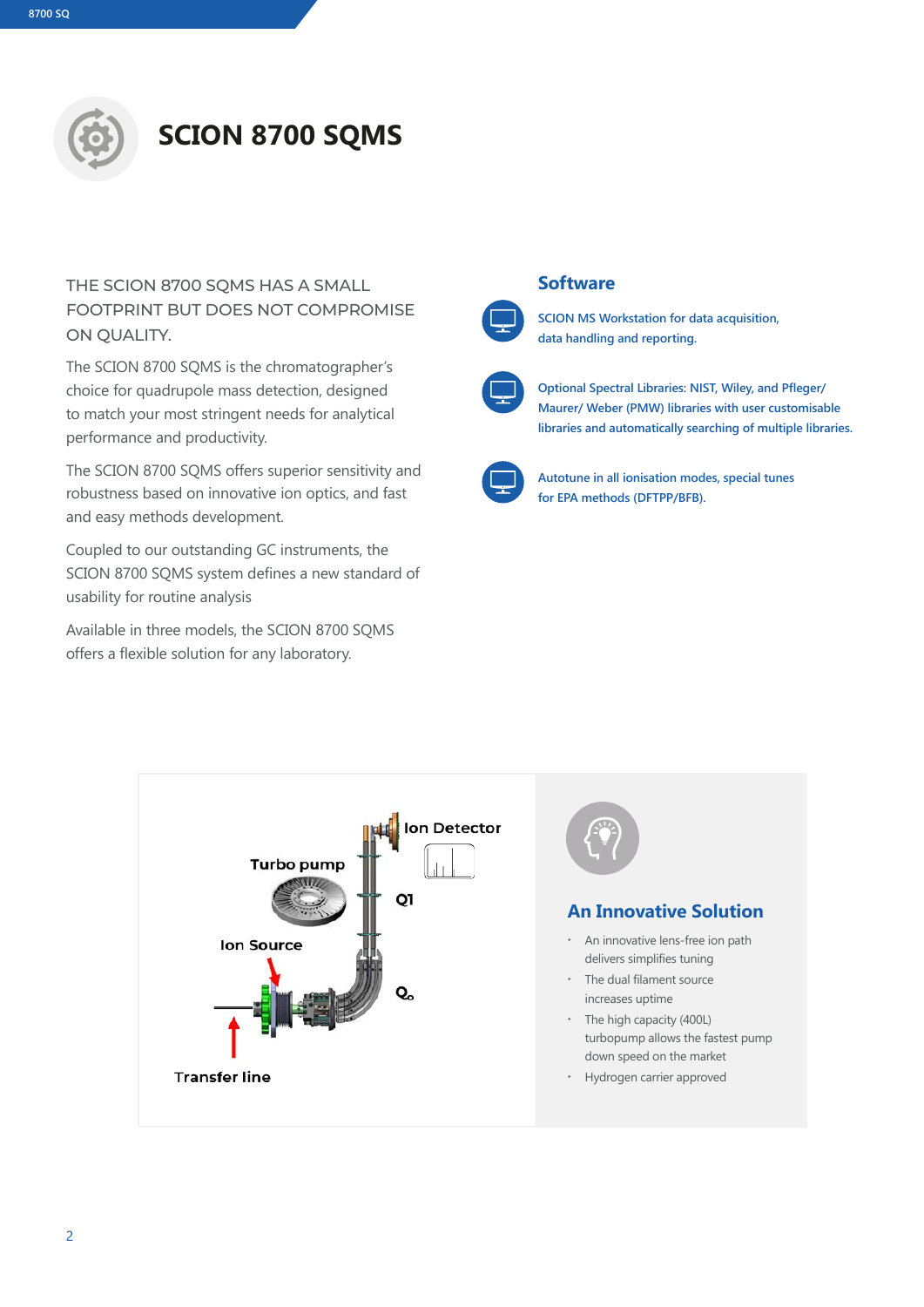# SCION 8700 SQMS

THE SCION 8700 SQMS HAS A SMALL FOOTPRINT BUT DOES NOT COMPROMISE ON QUALITY.

The SCION 8700 SQMS is the chromatographer's choice for quadrupole mass detection, designed to match your most stringent needs for analytical performance and productivity.

The SCION 8700 SQMS offers superior sensitivity and robustness based on innovative ion optics, and fast and easy methods development.

Coupled to our outstanding GC instruments, the SCION 8700 SQMS system defines a new standard of usability for routine analysis

Available in three models, the SCION 8700 SQMS offers a flexible solution for any laboratory.

## Software

SCION MS Workstation for data acquisition, data handling and reporting.

Optional Spectral Libraries: NIST, Wiley, and Pfleger/ Maurer/ Weber (PMW) libraries with user customisable libraries and automatically searching of multiple libraries.

Autotune in all ionisation modes, special tunes for EPA methods (DFTPP/BFB).

Ion Detector

Turbo pump

Q1

Ion Source

$Q_0$

Transfer line

## An Innovative Solution

- An innovative lens-free ion path delivers simplifies tuning
- The dual filament source increases uptime
- The high capacity (400L) turbopump allows the fastest pump down speed on the market
- Hydrogen carrier approved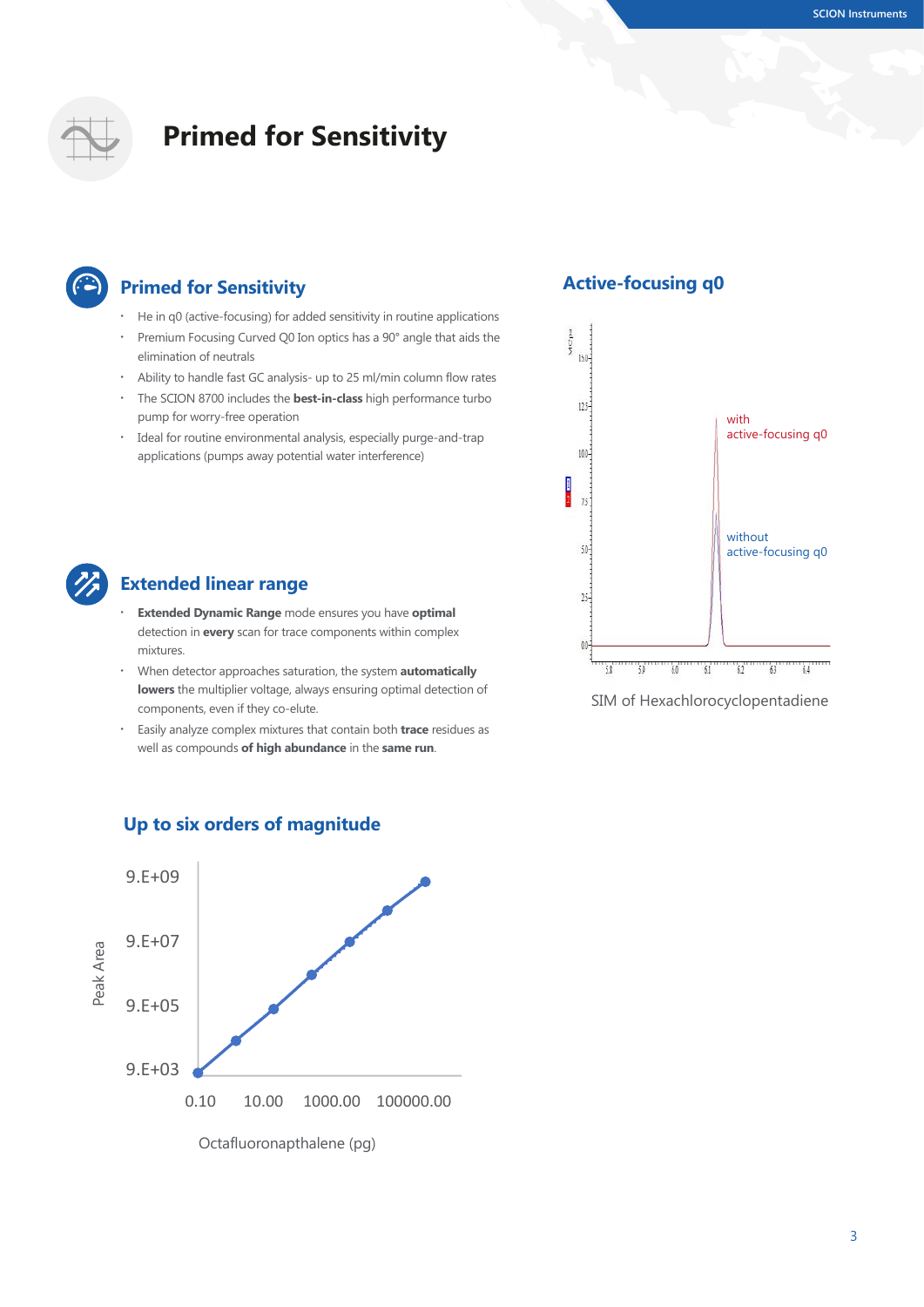# Primed for Sensitivity

## Primed for Sensitivity

- He in q0 (active-focusing) for added sensitivity in routine applications
- Premium Focusing Curved Q0 Ion optics has a 90° angle that aids the elimination of neutrals
- Ability to handle fast GC analysis- up to 25 ml/min column flow rates
- The SCION 8700 includes the **best-in-class** high performance turbo pump for worry-free operation
- Ideal for routine environmental analysis, especially purge-and-trap applications (pumps away potential water interference)

## Extended linear range

- **Extended Dynamic Range** mode ensures you have **optimal** detection in **every** scan for trace components within complex mixtures.
- When detector approaches saturation, the system **automatically lowers** the multiplier voltage, always ensuring optimal detection of components, even if they co-elute.
- Easily analyze complex mixtures that contain both **trace** residues as well as compounds **of high abundance** in the **same run**.

## Active-focusing q0

with active-focusing q0

without active-focusing q0

SIM of Hexachlorocyclopentadiene

## Up to six orders of magnitude

Peak Area (9.E+03 – 9.E+09) vs. Octafluoronapthalene (pg) (0.10 – 100000.00)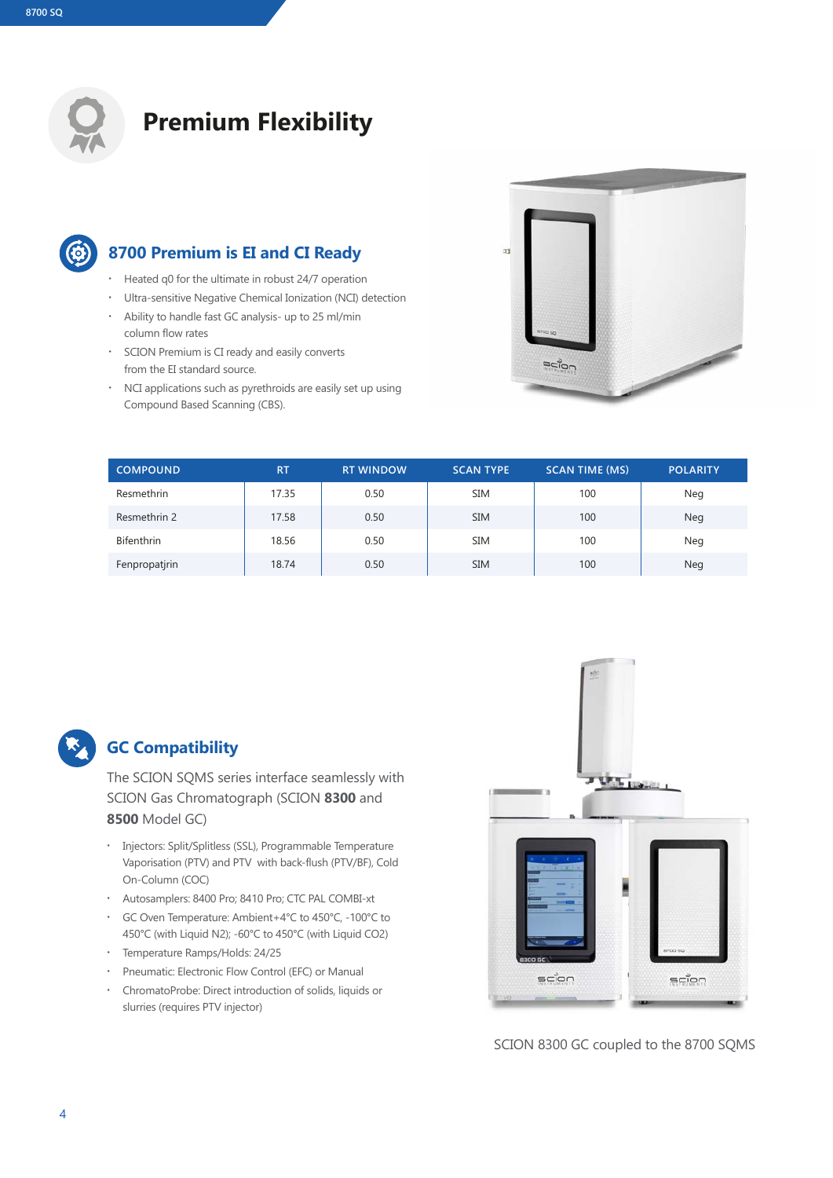# Premium Flexibility

## 8700 Premium is EI and CI Ready

- Heated q0 for the ultimate in robust 24/7 operation
- Ultra-sensitive Negative Chemical Ionization (NCI) detection
- Ability to handle fast GC analysis- up to 25 ml/min column flow rates
- SCION Premium is CI ready and easily converts from the EI standard source.
- NCI applications such as pyrethroids are easily set up using Compound Based Scanning (CBS).

| COMPOUND | RT | RT WINDOW | SCAN TYPE | SCAN TIME (MS) | POLARITY |
| --- | --- | --- | --- | --- | --- |
| Resmethrin | 17.35 | 0.50 | SIM | 100 | Neg |
| Resmethrin 2 | 17.58 | 0.50 | SIM | 100 | Neg |
| Bifenthrin | 18.56 | 0.50 | SIM | 100 | Neg |
| Fenpropatjrin | 18.74 | 0.50 | SIM | 100 | Neg |

## GC Compatibility

The SCION SQMS series interface seamlessly with SCION Gas Chromatograph (SCION **8300** and **8500** Model GC)

- Injectors: Split/Splitless (SSL), Programmable Temperature Vaporisation (PTV) and PTV with back-flush (PTV/BF), Cold On-Column (COC)
- Autosamplers: 8400 Pro; 8410 Pro; CTC PAL COMBI-xt
- GC Oven Temperature: Ambient+4°C to 450°C, -100°C to 450°C (with Liquid $N_2$); -60°C to 450°C (with Liquid $CO_2$)
- Temperature Ramps/Holds: 24/25
- Pneumatic: Electronic Flow Control (EFC) or Manual
- ChromatoProbe: Direct introduction of solids, liquids or slurries (requires PTV injector)

SCION 8300 GC coupled to the 8700 SQMS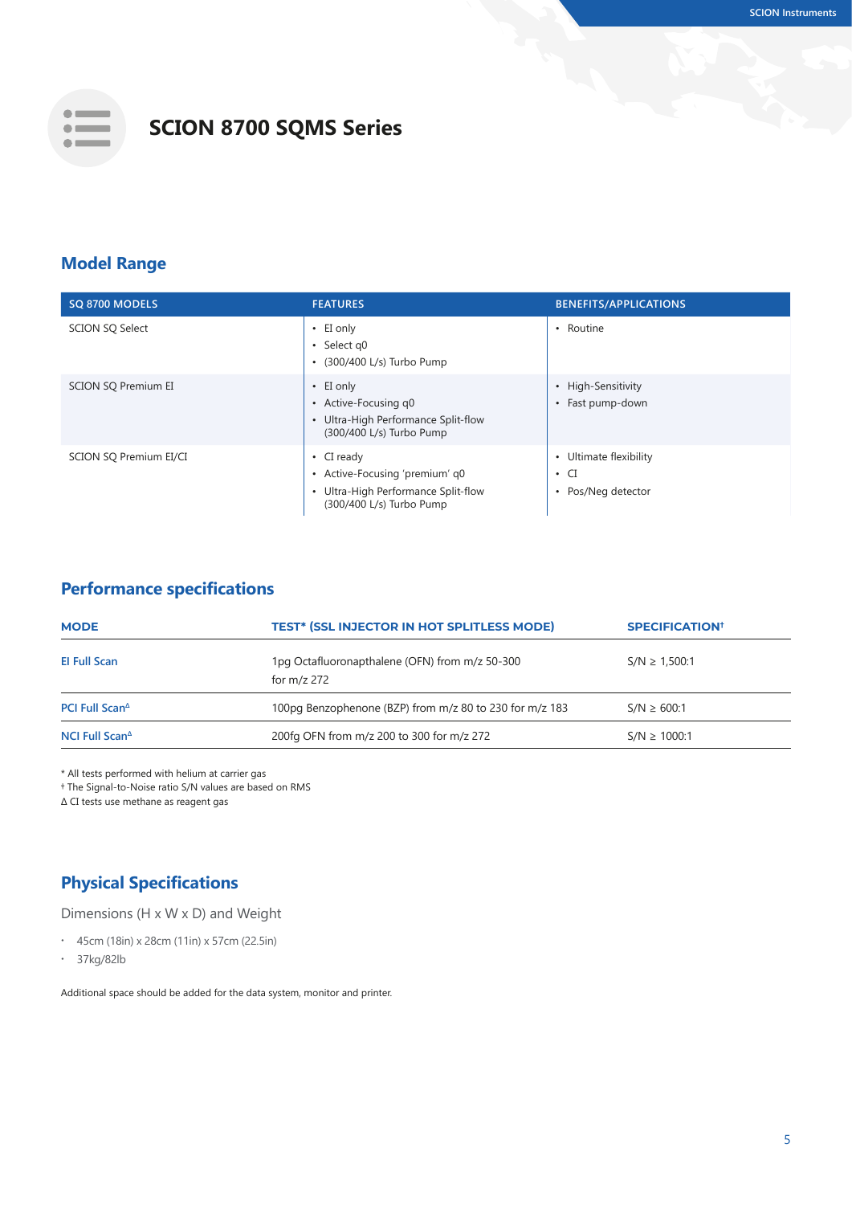# SCION 8700 SQMS Series

## Model Range

| SQ 8700 MODELS | FEATURES | BENEFITS/APPLICATIONS |
|---|---|---|
| SCION SQ Select | • EI only<br>• Select q0<br>• (300/400 L/s) Turbo Pump | • Routine |
| SCION SQ Premium EI | • EI only<br>• Active-Focusing q0<br>• Ultra-High Performance Split-flow (300/400 L/s) Turbo Pump | • High-Sensitivity<br>• Fast pump-down |
| SCION SQ Premium EI/CI | • CI ready<br>• Active-Focusing 'premium' q0<br>• Ultra-High Performance Split-flow (300/400 L/s) Turbo Pump | • Ultimate flexibility<br>• CI<br>• Pos/Neg detector |

## Performance specifications

| MODE | TEST* (SSL INJECTOR IN HOT SPLITLESS MODE) | SPECIFICATION† |
|---|---|---|
| EI Full Scan | 1pg Octafluoronapthalene (OFN) from m/z 50-300 for m/z 272 | S/N ≥ 1,500:1 |
| PCI Full Scan∆ | 100pg Benzophenone (BZP) from m/z 80 to 230 for m/z 183 | S/N ≥ 600:1 |
| NCI Full Scan∆ | 200fg OFN from m/z 200 to 300 for m/z 272 | S/N ≥ 1000:1 |

\* All tests performed with helium at carrier gas
† The Signal-to-Noise ratio S/N values are based on RMS
∆ CI tests use methane as reagent gas

## Physical Specifications

Dimensions (H x W x D) and Weight

- 45cm (18in) x 28cm (11in) x 57cm (22.5in)
- 37kg/82lb

Additional space should be added for the data system, monitor and printer.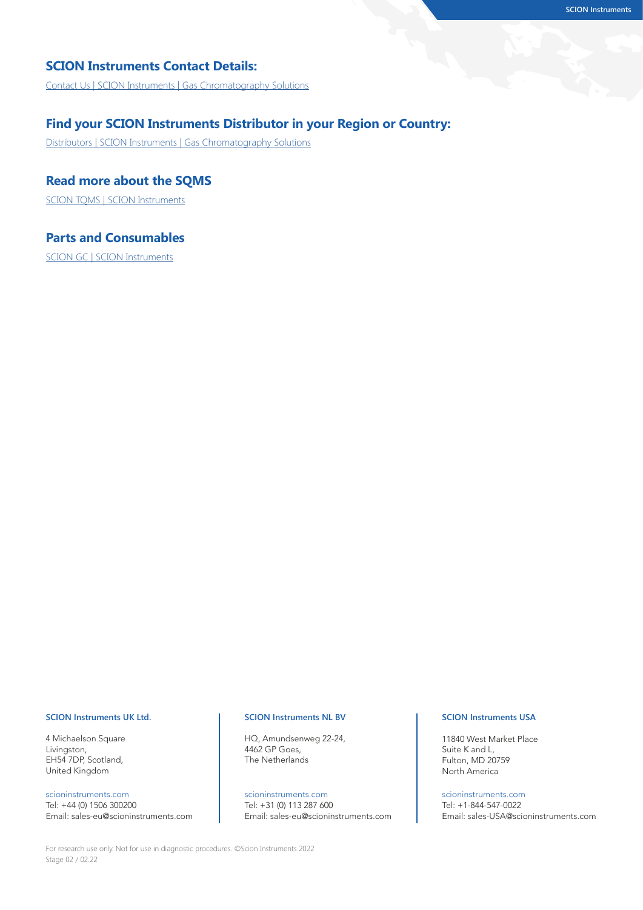## SCION Instruments Contact Details:

Contact Us | SCION Instruments | Gas Chromatography Solutions

## Find your SCION Instruments Distributor in your Region or Country:

Distributors | SCION Instruments | Gas Chromatography Solutions

## Read more about the SQMS

SCION TQMS | SCION Instruments

## Parts and Consumables

SCION GC | SCION Instruments

**SCION Instruments UK Ltd.**

4 Michaelson Square
Livingston,
EH54 7DP, Scotland,
United Kingdom

scioninstruments.com
Tel: +44 (0) 1506 300200
Email: sales-eu@scioninstruments.com

**SCION Instruments NL BV**

HQ, Amundsenweg 22-24,
4462 GP Goes,
The Netherlands

scioninstruments.com
Tel: +31 (0) 113 287 600
Email: sales-eu@scioninstruments.com

**SCION Instruments USA**

11840 West Market Place
Suite K and L,
Fulton, MD 20759
North America

scioninstruments.com
Tel: +1-844-547-0022
Email: sales-USA@scioninstruments.com

For research use only. Not for use in diagnostic procedures. ©Scion Instruments 2022
Stage 02 / 02.22